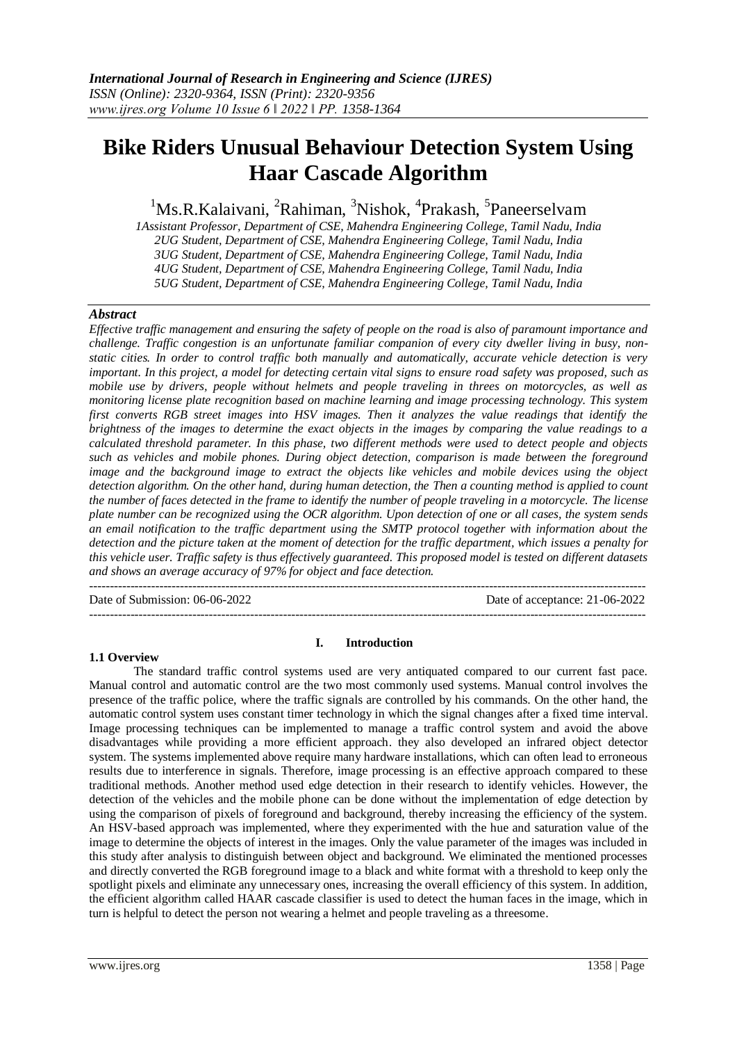# Bike Riders Unusual Behaviour Detection System Using Haar Cascade Algorithm

[1]Ms.R.Kalaivani, [2]Rahiman, [3]Nishok, [4]Prakash, [5]Paneerselvam

*1Assistant Professor, Department of CSE, Mahendra Engineering College, Tamil Nadu, India*
*2UG Student, Department of CSE, Mahendra Engineering College, Tamil Nadu, India*
*3UG Student, Department of CSE, Mahendra Engineering College, Tamil Nadu, India*
*4UG Student, Department of CSE, Mahendra Engineering College, Tamil Nadu, India*
*5UG Student, Department of CSE, Mahendra Engineering College, Tamil Nadu, India*

### *Abstract*

*Effective traffic management and ensuring the safety of people on the road is also of paramount importance and challenge. Traffic congestion is an unfortunate familiar companion of every city dweller living in busy, non-static cities. In order to control traffic both manually and automatically, accurate vehicle detection is very important. In this project, a model for detecting certain vital signs to ensure road safety was proposed, such as mobile use by drivers, people without helmets and people traveling in threes on motorcycles, as well as monitoring license plate recognition based on machine learning and image processing technology. This system first converts RGB street images into HSV images. Then it analyzes the value readings that identify the brightness of the images to determine the exact objects in the images by comparing the value readings to a calculated threshold parameter. In this phase, two different methods were used to detect people and objects such as vehicles and mobile phones. During object detection, comparison is made between the foreground image and the background image to extract the objects like vehicles and mobile devices using the object detection algorithm. On the other hand, during human detection, the Then a counting method is applied to count the number of faces detected in the frame to identify the number of people traveling in a motorcycle. The license plate number can be recognized using the OCR algorithm. Upon detection of one or all cases, the system sends an email notification to the traffic department using the SMTP protocol together with information about the detection and the picture taken at the moment of detection for the traffic department, which issues a penalty for this vehicle user. Traffic safety is thus effectively guaranteed. This proposed model is tested on different datasets and shows an average accuracy of 97% for object and face detection.*

---

Date of Submission: 06-06-2022 Date of acceptance: 21-06-2022

---

## I. Introduction

### 1.1 Overview

The standard traffic control systems used are very antiquated compared to our current fast pace. Manual control and automatic control are the two most commonly used systems. Manual control involves the presence of the traffic police, where the traffic signals are controlled by his commands. On the other hand, the automatic control system uses constant timer technology in which the signal changes after a fixed time interval. Image processing techniques can be implemented to manage a traffic control system and avoid the above disadvantages while providing a more efficient approach. they also developed an infrared object detector system. The systems implemented above require many hardware installations, which can often lead to erroneous results due to interference in signals. Therefore, image processing is an effective approach compared to these traditional methods. Another method used edge detection in their research to identify vehicles. However, the detection of the vehicles and the mobile phone can be done without the implementation of edge detection by using the comparison of pixels of foreground and background, thereby increasing the efficiency of the system. An HSV-based approach was implemented, where they experimented with the hue and saturation value of the image to determine the objects of interest in the images. Only the value parameter of the images was included in this study after analysis to distinguish between object and background. We eliminated the mentioned processes and directly converted the RGB foreground image to a black and white format with a threshold to keep only the spotlight pixels and eliminate any unnecessary ones, increasing the overall efficiency of this system. In addition, the efficient algorithm called HAAR cascade classifier is used to detect the human faces in the image, which in turn is helpful to detect the person not wearing a helmet and people traveling as a threesome.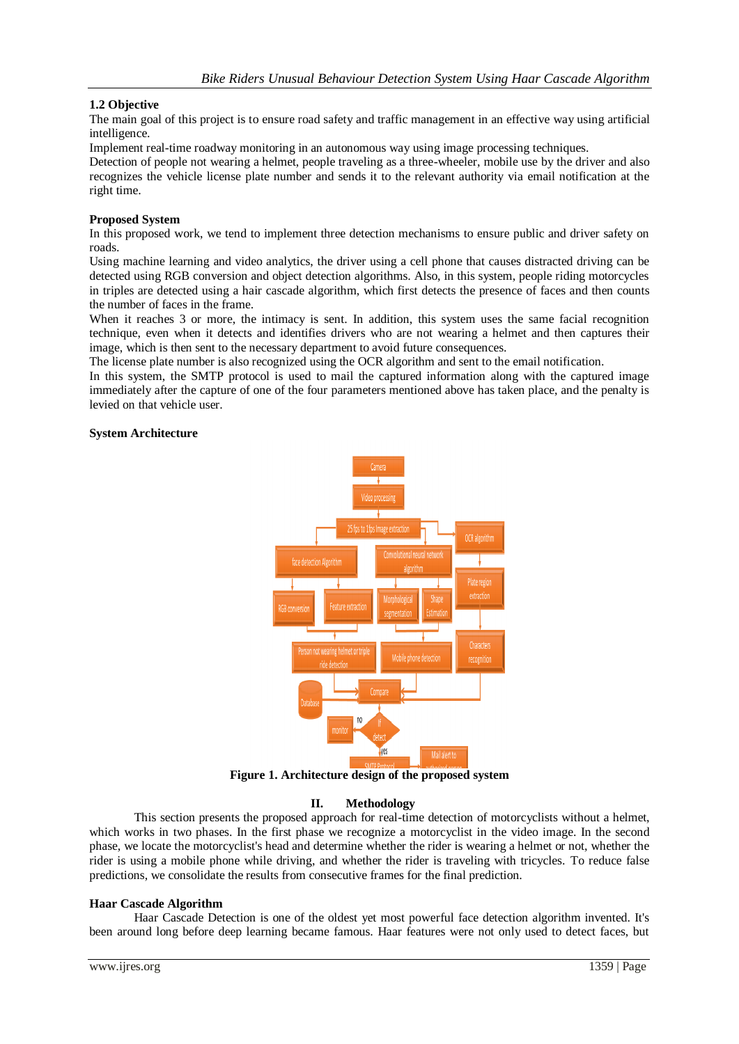### 1.2 Objective

The main goal of this project is to ensure road safety and traffic management in an effective way using artificial intelligence.

Implement real-time roadway monitoring in an autonomous way using image processing techniques.

Detection of people not wearing a helmet, people traveling as a three-wheeler, mobile use by the driver and also recognizes the vehicle license plate number and sends it to the relevant authority via email notification at the right time.

### Proposed System

In this proposed work, we tend to implement three detection mechanisms to ensure public and driver safety on roads.

Using machine learning and video analytics, the driver using a cell phone that causes distracted driving can be detected using RGB conversion and object detection algorithms. Also, in this system, people riding motorcycles in triples are detected using a hair cascade algorithm, which first detects the presence of faces and then counts the number of faces in the frame.

When it reaches 3 or more, the intimacy is sent. In addition, this system uses the same facial recognition technique, even when it detects and identifies drivers who are not wearing a helmet and then captures their image, which is then sent to the necessary department to avoid future consequences.

The license plate number is also recognized using the OCR algorithm and sent to the email notification.

In this system, the SMTP protocol is used to mail the captured information along with the captured image immediately after the capture of one of the four parameters mentioned above has taken place, and the penalty is levied on that vehicle user.

### System Architecture

**Figure 1. Architecture design of the proposed system**

## II. Methodology

This section presents the proposed approach for real-time detection of motorcyclists without a helmet, which works in two phases. In the first phase we recognize a motorcyclist in the video image. In the second phase, we locate the motorcyclist's head and determine whether the rider is wearing a helmet or not, whether the rider is using a mobile phone while driving, and whether the rider is traveling with tricycles. To reduce false predictions, we consolidate the results from consecutive frames for the final prediction.

### Haar Cascade Algorithm

Haar Cascade Detection is one of the oldest yet most powerful face detection algorithm invented. It's been around long before deep learning became famous. Haar features were not only used to detect faces, but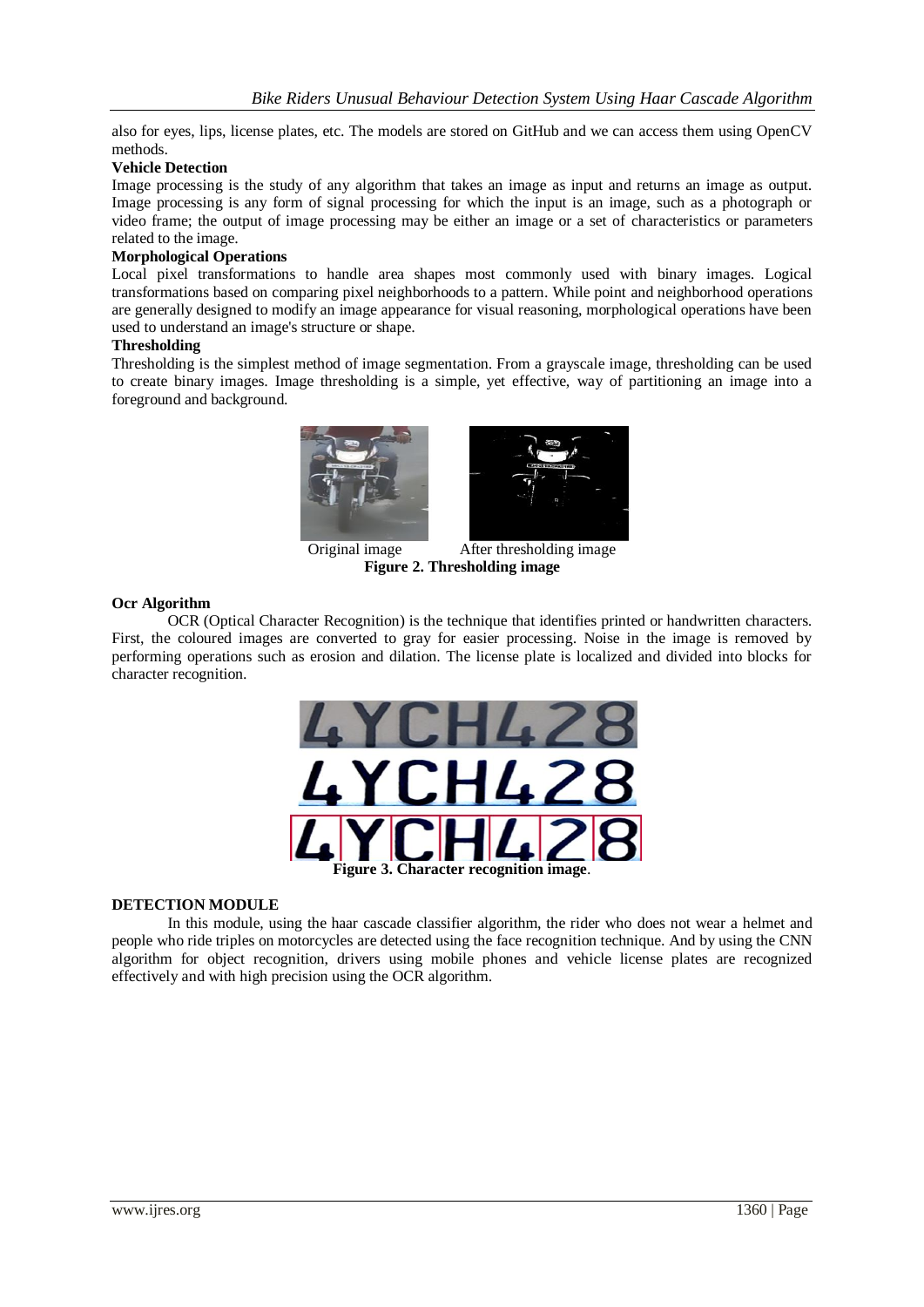also for eyes, lips, license plates, etc. The models are stored on GitHub and we can access them using OpenCV methods.

**Vehicle Detection**

Image processing is the study of any algorithm that takes an image as input and returns an image as output. Image processing is any form of signal processing for which the input is an image, such as a photograph or video frame; the output of image processing may be either an image or a set of characteristics or parameters related to the image.

**Morphological Operations**

Local pixel transformations to handle area shapes most commonly used with binary images. Logical transformations based on comparing pixel neighborhoods to a pattern. While point and neighborhood operations are generally designed to modify an image appearance for visual reasoning, morphological operations have been used to understand an image's structure or shape.

**Thresholding**

Thresholding is the simplest method of image segmentation. From a grayscale image, thresholding can be used to create binary images. Image thresholding is a simple, yet effective, way of partitioning an image into a foreground and background.

Original image After thresholding image

**Figure 2. Thresholding image**

**Ocr Algorithm**

OCR (Optical Character Recognition) is the technique that identifies printed or handwritten characters. First, the coloured images are converted to gray for easier processing. Noise in the image is removed by performing operations such as erosion and dilation. The license plate is localized and divided into blocks for character recognition.

**Figure 3. Character recognition image**.

**DETECTION MODULE**

In this module, using the haar cascade classifier algorithm, the rider who does not wear a helmet and people who ride triples on motorcycles are detected using the face recognition technique. And by using the CNN algorithm for object recognition, drivers using mobile phones and vehicle license plates are recognized effectively and with high precision using the OCR algorithm.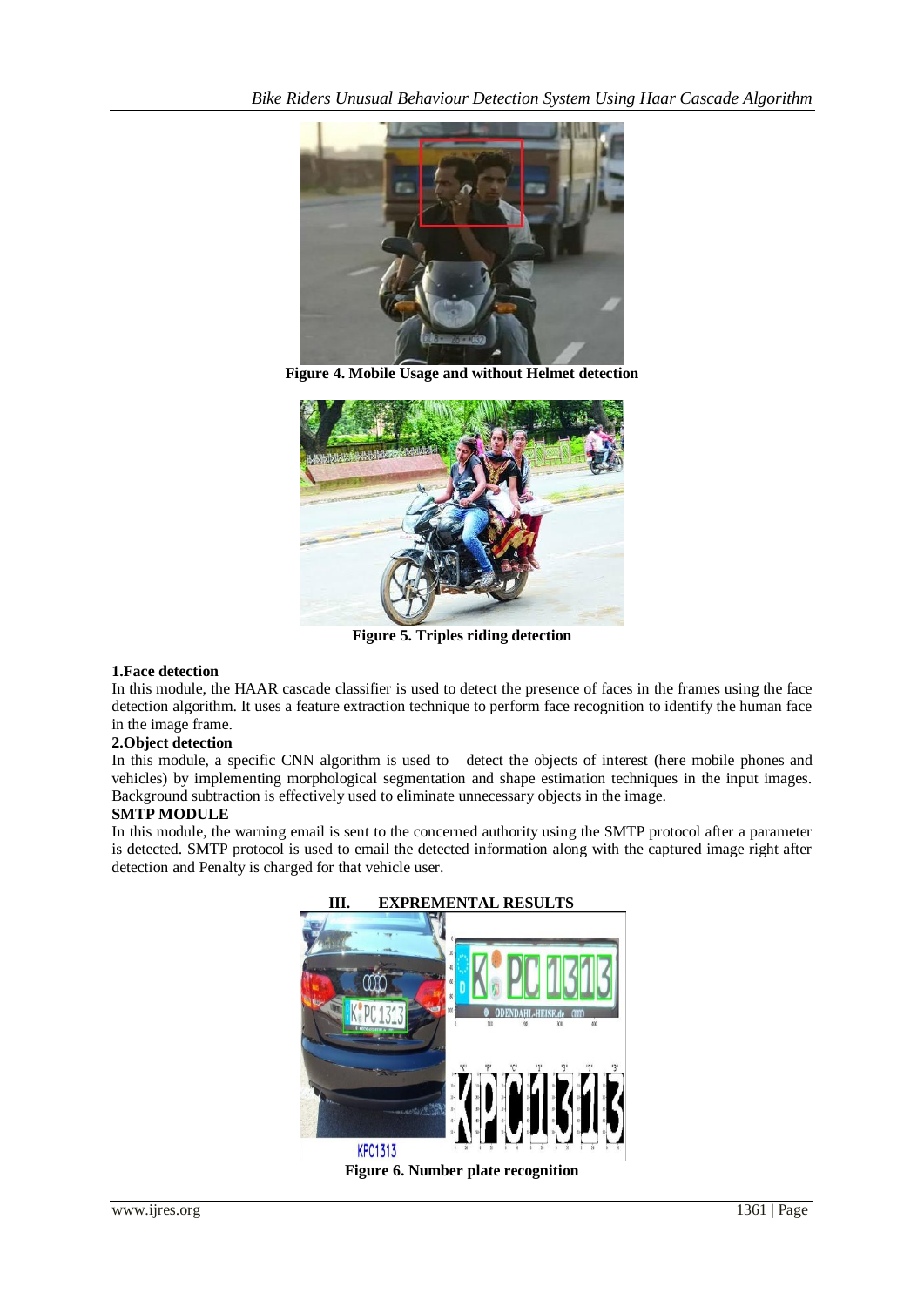Figure 4. Mobile Usage and without Helmet detection

Figure 5. Triples riding detection

**1.Face detection**

In this module, the HAAR cascade classifier is used to detect the presence of faces in the frames using the face detection algorithm. It uses a feature extraction technique to perform face recognition to identify the human face in the image frame.

**2.Object detection**

In this module, a specific CNN algorithm is used to detect the objects of interest (here mobile phones and vehicles) by implementing morphological segmentation and shape estimation techniques in the input images. Background subtraction is effectively used to eliminate unnecessary objects in the image.

**SMTP MODULE**

In this module, the warning email is sent to the concerned authority using the SMTP protocol after a parameter is detected. SMTP protocol is used to email the detected information along with the captured image right after detection and Penalty is charged for that vehicle user.

## III. EXPREMENTAL RESULTS

Figure 6. Number plate recognition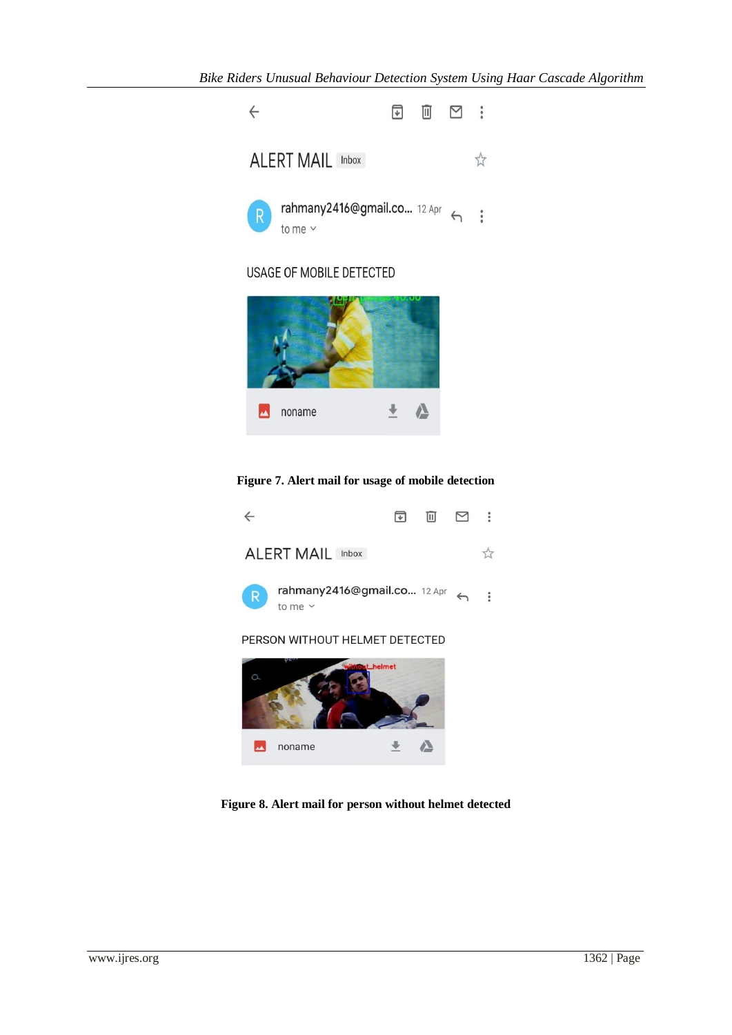Figure 7. Alert mail for usage of mobile detection

Figure 8. Alert mail for person without helmet detected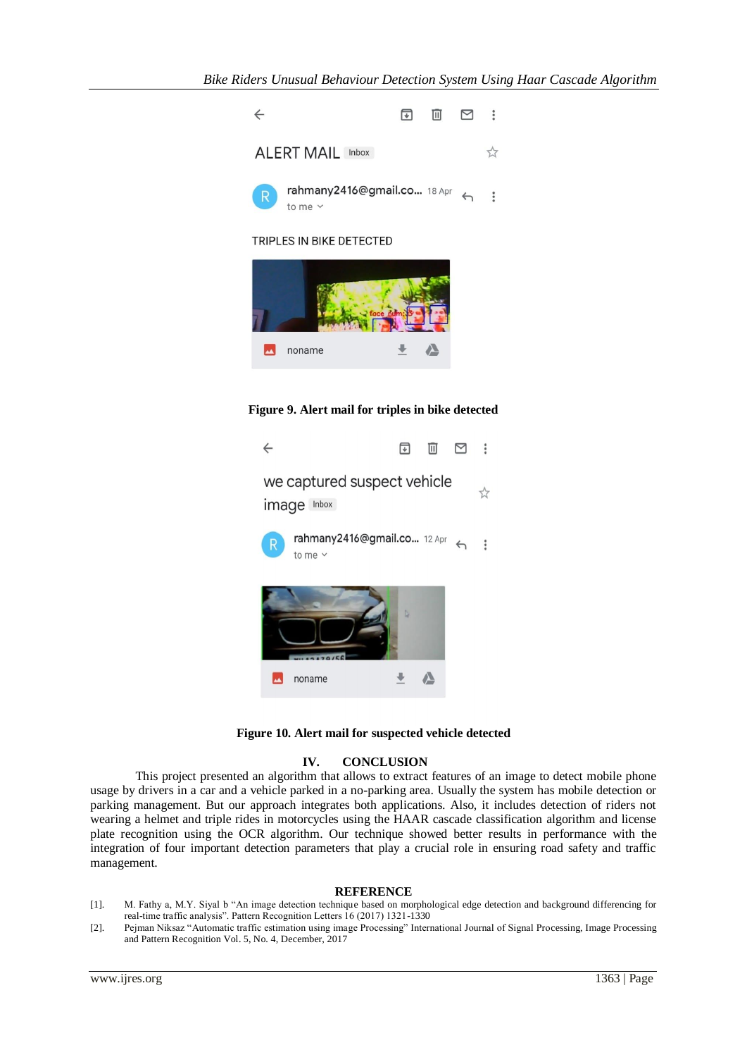**Figure 9. Alert mail for triples in bike detected**

**Figure 10. Alert mail for suspected vehicle detected**

## IV. CONCLUSION

This project presented an algorithm that allows to extract features of an image to detect mobile phone usage by drivers in a car and a vehicle parked in a no-parking area. Usually the system has mobile detection or parking management. But our approach integrates both applications. Also, it includes detection of riders not wearing a helmet and triple rides in motorcycles using the HAAR cascade classification algorithm and license plate recognition using the OCR algorithm. Our technique showed better results in performance with the integration of four important detection parameters that play a crucial role in ensuring road safety and traffic management.

## REFERENCE

[1]. M. Fathy a, M.Y. Siyal b "An image detection technique based on morphological edge detection and background differencing for real-time traffic analysis". Pattern Recognition Letters 16 (2017) 1321-1330

[2]. Pejman Niksaz "Automatic traffic estimation using image Processing" International Journal of Signal Processing, Image Processing and Pattern Recognition Vol. 5, No. 4, December, 2017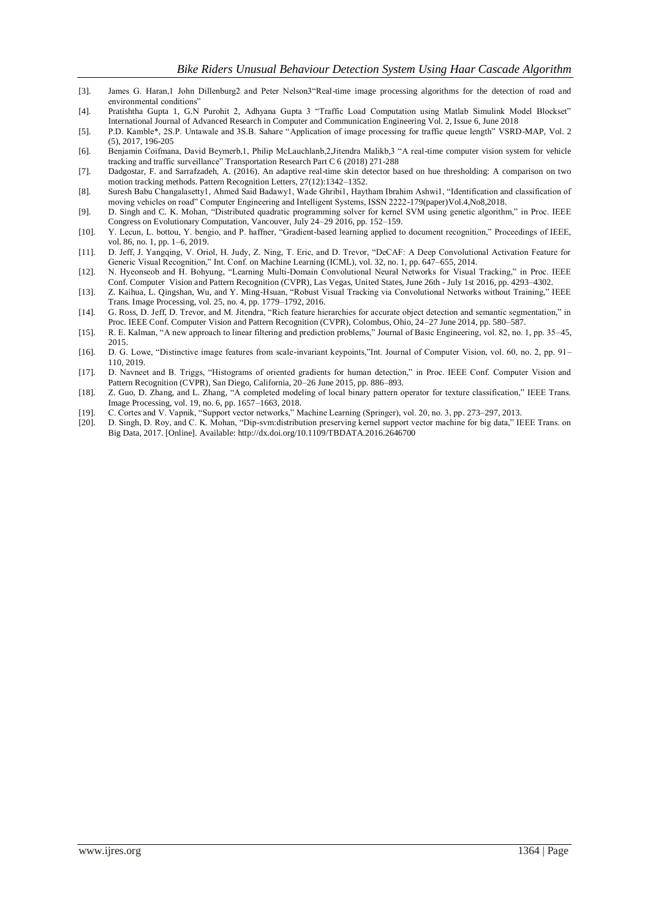[3]. James G. Haran,1 John Dillenburg2 and Peter Nelson3"Real-time image processing algorithms for the detection of road and environmental conditions"

[4]. Pratishtha Gupta 1, G.N Purohit 2, Adhyana Gupta 3 "Traffic Load Computation using Matlab Simulink Model Blockset" International Journal of Advanced Research in Computer and Communication Engineering Vol. 2, Issue 6, June 2018

[5]. P.D. Kamble*, 2S.P. Untawale and 3S.B. Sahare "Application of image processing for traffic queue length" VSRD-MAP, Vol. 2 (5), 2017, 196-205

[6]. Benjamin Coifmana, David Beymerb,1, Philip McLauchlanb,2,Jitendra Malikb,3 "A real-time computer vision system for vehicle tracking and traffic surveillance" Transportation Research Part C 6 (2018) 271-288

[7]. Dadgostar, F. and Sarrafzadeh, A. (2016). An adaptive real-time skin detector based on hue thresholding: A comparison on two motion tracking methods. Pattern Recognition Letters, 27(12):1342–1352.

[8]. Suresh Babu Changalasetty1, Ahmed Said Badawy1, Wade Ghribi1, Haytham Ibrahim Ashwi1, "Identification and classification of moving vehicles on road" Computer Engineering and Intelligent Systems, ISSN 2222-179(paper)Vol.4,No8,2018.

[9]. D. Singh and C. K. Mohan, "Distributed quadratic programming solver for kernel SVM using genetic algorithm," in Proc. IEEE Congress on Evolutionary Computation, Vancouver, July 24–29 2016, pp. 152–159.

[10]. Y. Lecun, L. bottou, Y. bengio, and P. haffner, "Gradient-based learning applied to document recognition," Proceedings of IEEE, vol. 86, no. 1, pp. 1–6, 2019.

[11]. D. Jeff, J. Yangqing, V. Oriol, H. Judy, Z. Ning, T. Eric, and D. Trevor, "DeCAF: A Deep Convolutional Activation Feature for Generic Visual Recognition," Int. Conf. on Machine Learning (ICML), vol. 32, no. 1, pp. 647–655, 2014.

[12]. N. Hyeonseob and H. Bohyung, "Learning Multi-Domain Convolutional Neural Networks for Visual Tracking," in Proc. IEEE Conf. Computer Vision and Pattern Recognition (CVPR), Las Vegas, United States, June 26th - July 1st 2016, pp. 4293–4302.

[13]. Z. Kaihua, L. Qingshan, Wu, and Y. Ming-Hsuan, "Robust Visual Tracking via Convolutional Networks without Training," IEEE Trans. Image Processing, vol. 25, no. 4, pp. 1779–1792, 2016.

[14]. G. Ross, D. Jeff, D. Trevor, and M. Jitendra, "Rich feature hierarchies for accurate object detection and semantic segmentation," in Proc. IEEE Conf. Computer Vision and Pattern Recognition (CVPR), Colombus, Ohio, 24–27 June 2014, pp. 580–587.

[15]. R. E. Kalman, "A new approach to linear filtering and prediction problems," Journal of Basic Engineering, vol. 82, no. 1, pp. 35–45, 2015.

[16]. D. G. Lowe, "Distinctive image features from scale-invariant keypoints,"Int. Journal of Computer Vision, vol. 60, no. 2, pp. 91–110, 2019.

[17]. D. Navneet and B. Triggs, "Histograms of oriented gradients for human detection," in Proc. IEEE Conf. Computer Vision and Pattern Recognition (CVPR), San Diego, California, 20–26 June 2015, pp. 886–893.

[18]. Z. Guo, D. Zhang, and L. Zhang, "A completed modeling of local binary pattern operator for texture classification," IEEE Trans. Image Processing, vol. 19, no. 6, pp. 1657–1663, 2018.

[19]. C. Cortes and V. Vapnik, "Support vector networks," Machine Learning (Springer), vol. 20, no. 3, pp. 273–297, 2013.

[20]. D. Singh, D. Roy, and C. K. Mohan, "Dip-svm:distribution preserving kernel support vector machine for big data," IEEE Trans. on Big Data, 2017. [Online]. Available: http://dx.doi.org/10.1109/TBDATA.2016.2646700